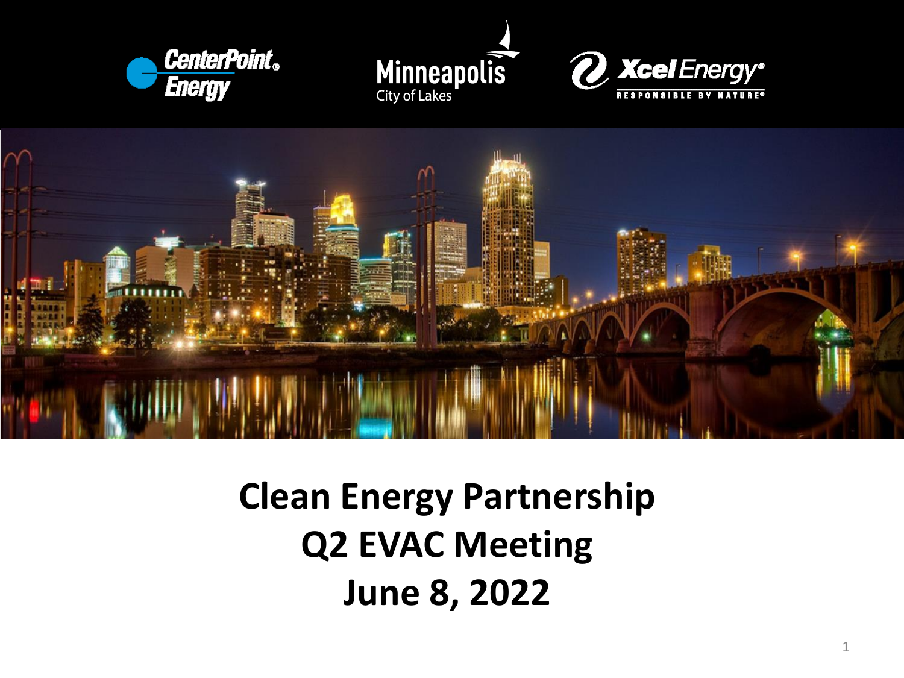# Clean Energy Partnership
# Q2 EVAC Meeting
# June 8, 2022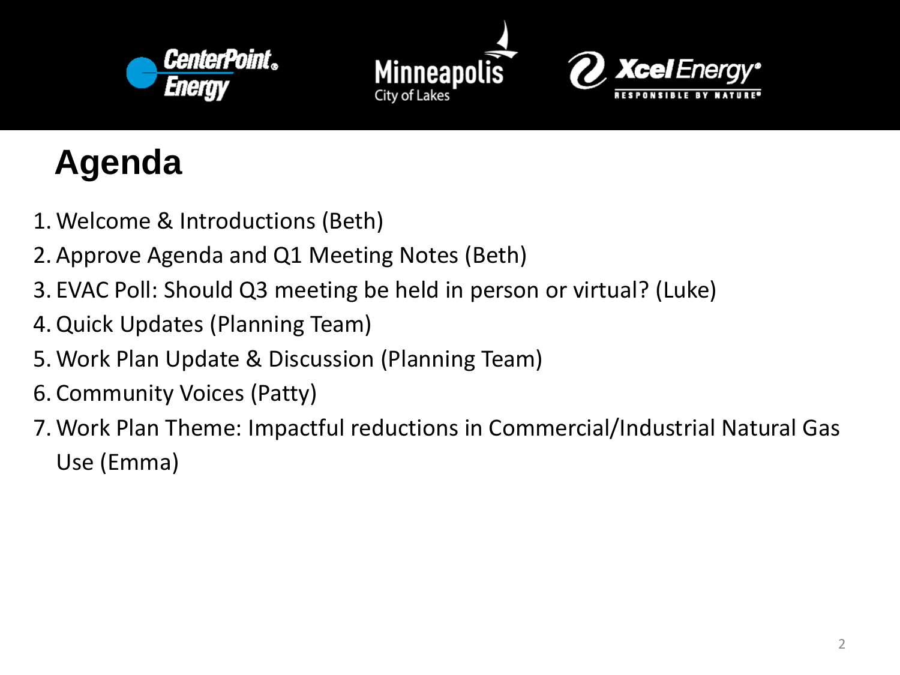# Agenda

1. Welcome & Introductions (Beth)
2. Approve Agenda and Q1 Meeting Notes (Beth)
3. EVAC Poll: Should Q3 meeting be held in person or virtual? (Luke)
4. Quick Updates (Planning Team)
5. Work Plan Update & Discussion (Planning Team)
6. Community Voices (Patty)
7. Work Plan Theme: Impactful reductions in Commercial/Industrial Natural Gas Use (Emma)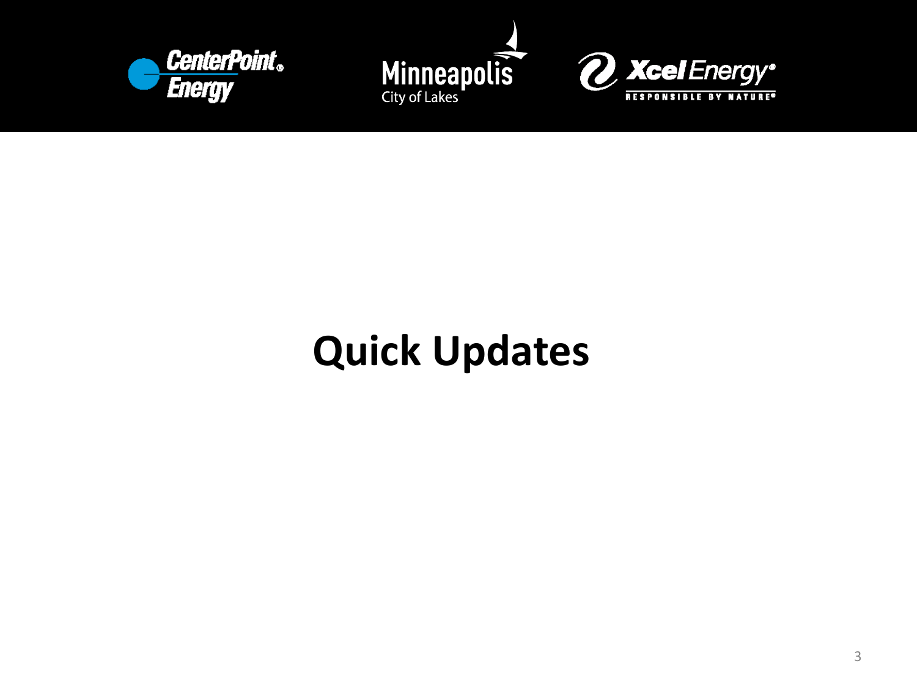# Quick Updates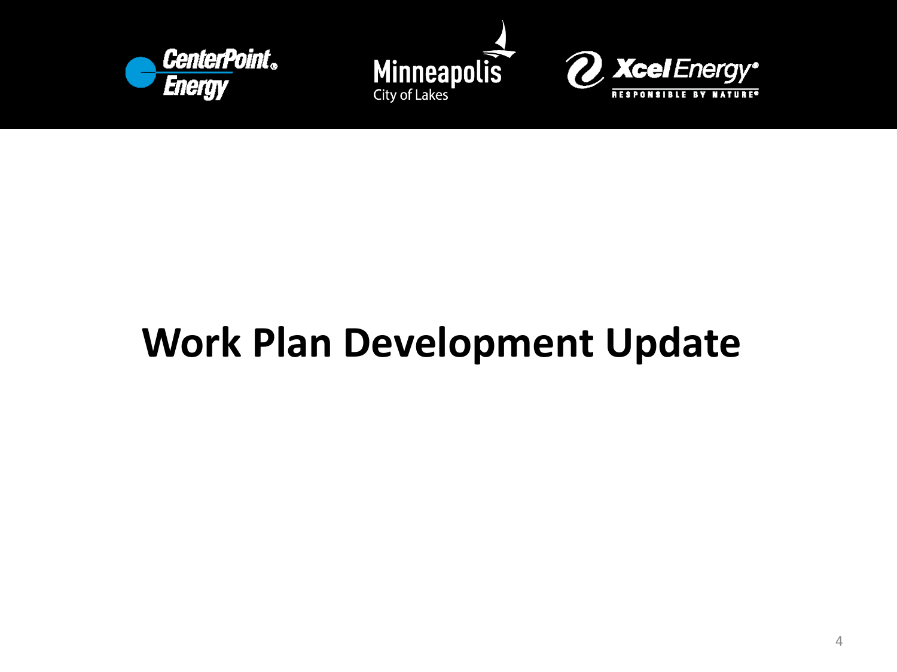# Work Plan Development Update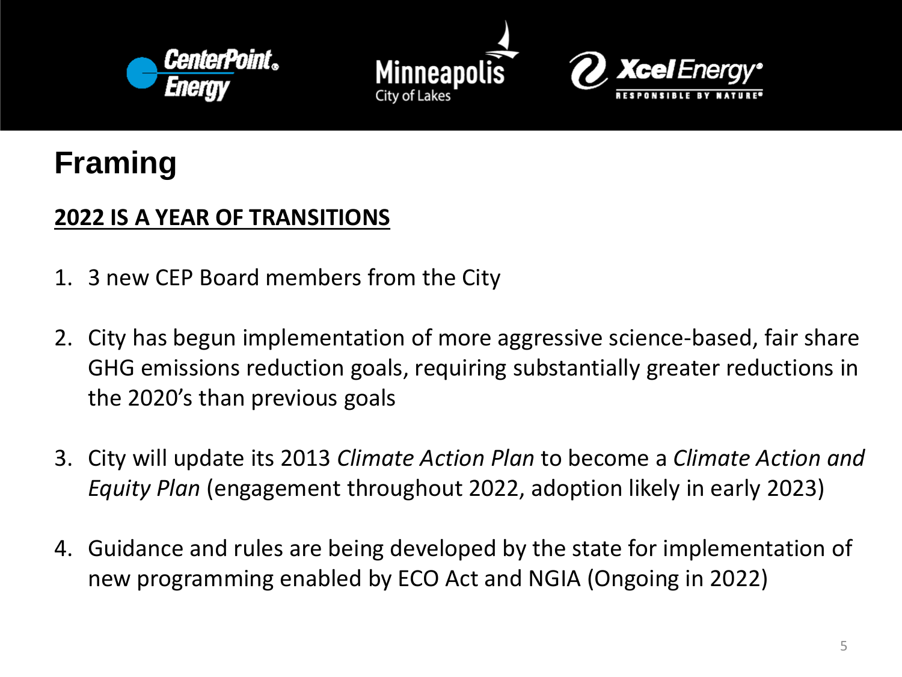# Framing

**2022 IS A YEAR OF TRANSITIONS**

1. 3 new CEP Board members from the City

2. City has begun implementation of more aggressive science-based, fair share GHG emissions reduction goals, requiring substantially greater reductions in the 2020's than previous goals

3. City will update its 2013 *Climate Action Plan* to become a *Climate Action and Equity Plan* (engagement throughout 2022, adoption likely in early 2023)

4. Guidance and rules are being developed by the state for implementation of new programming enabled by ECO Act and NGIA (Ongoing in 2022)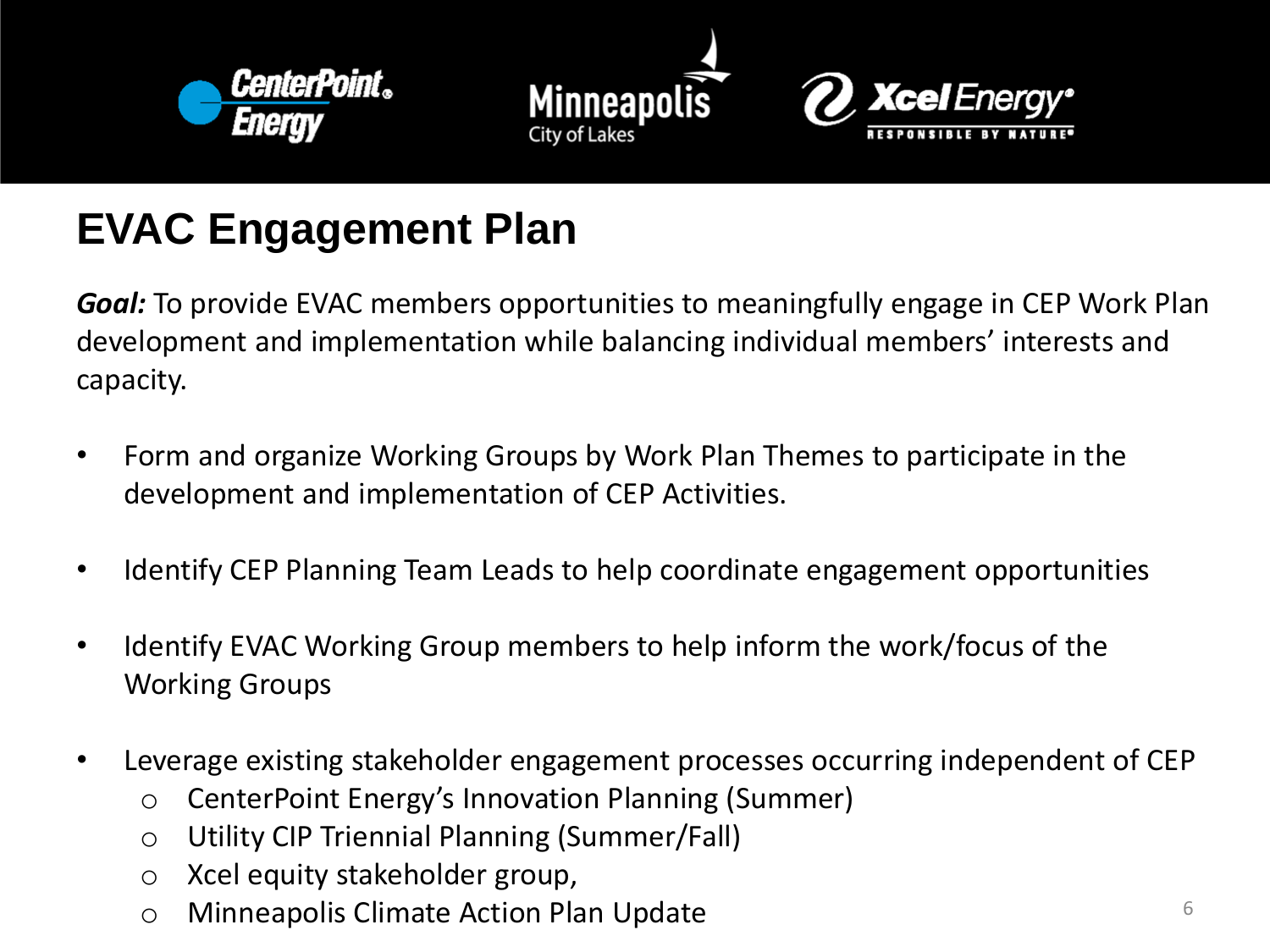# EVAC Engagement Plan

***Goal:*** To provide EVAC members opportunities to meaningfully engage in CEP Work Plan development and implementation while balancing individual members' interests and capacity.

- Form and organize Working Groups by Work Plan Themes to participate in the development and implementation of CEP Activities.
- Identify CEP Planning Team Leads to help coordinate engagement opportunities
- Identify EVAC Working Group members to help inform the work/focus of the Working Groups
- Leverage existing stakeholder engagement processes occurring independent of CEP
  - CenterPoint Energy's Innovation Planning (Summer)
  - Utility CIP Triennial Planning (Summer/Fall)
  - Xcel equity stakeholder group,
  - Minneapolis Climate Action Plan Update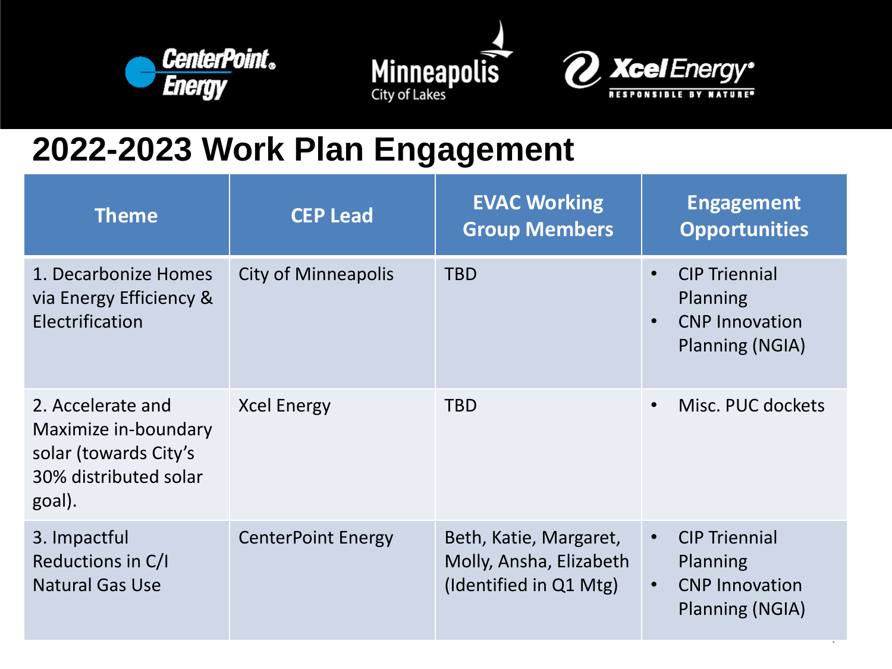# 2022-2023 Work Plan Engagement

| Theme | CEP Lead | EVAC Working Group Members | Engagement Opportunities |
|---|---|---|---|
| 1. Decarbonize Homes via Energy Efficiency & Electrification | City of Minneapolis | TBD | • CIP Triennial Planning<br>• CNP Innovation Planning (NGIA) |
| 2. Accelerate and Maximize in-boundary solar (towards City's 30% distributed solar goal). | Xcel Energy | TBD | • Misc. PUC dockets |
| 3. Impactful Reductions in C/I Natural Gas Use | CenterPoint Energy | Beth, Katie, Margaret, Molly, Ansha, Elizabeth (Identified in Q1 Mtg) | • CIP Triennial Planning<br>• CNP Innovation Planning (NGIA) |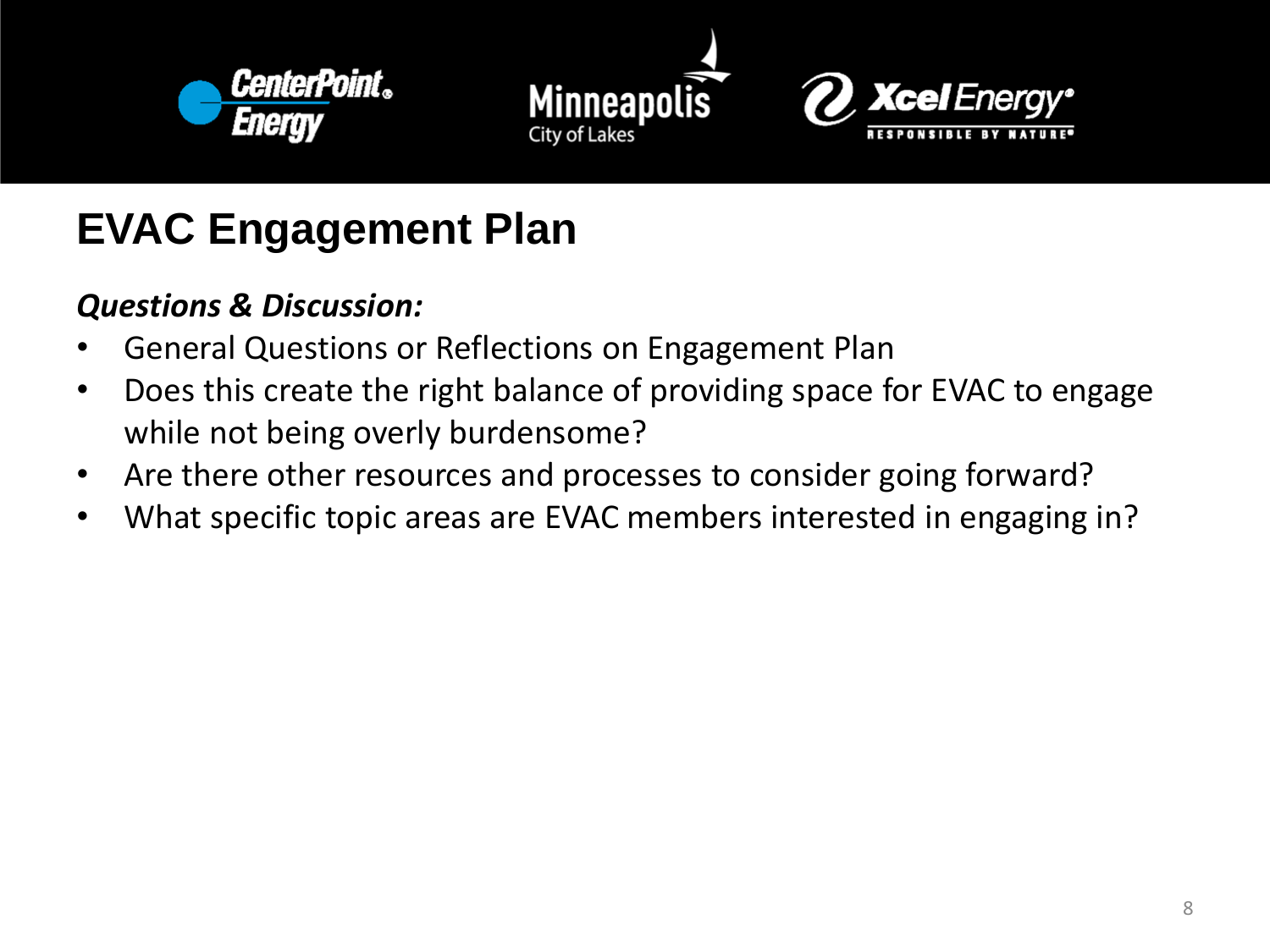# EVAC Engagement Plan

***Questions & Discussion:***

- General Questions or Reflections on Engagement Plan
- Does this create the right balance of providing space for EVAC to engage while not being overly burdensome?
- Are there other resources and processes to consider going forward?
- What specific topic areas are EVAC members interested in engaging in?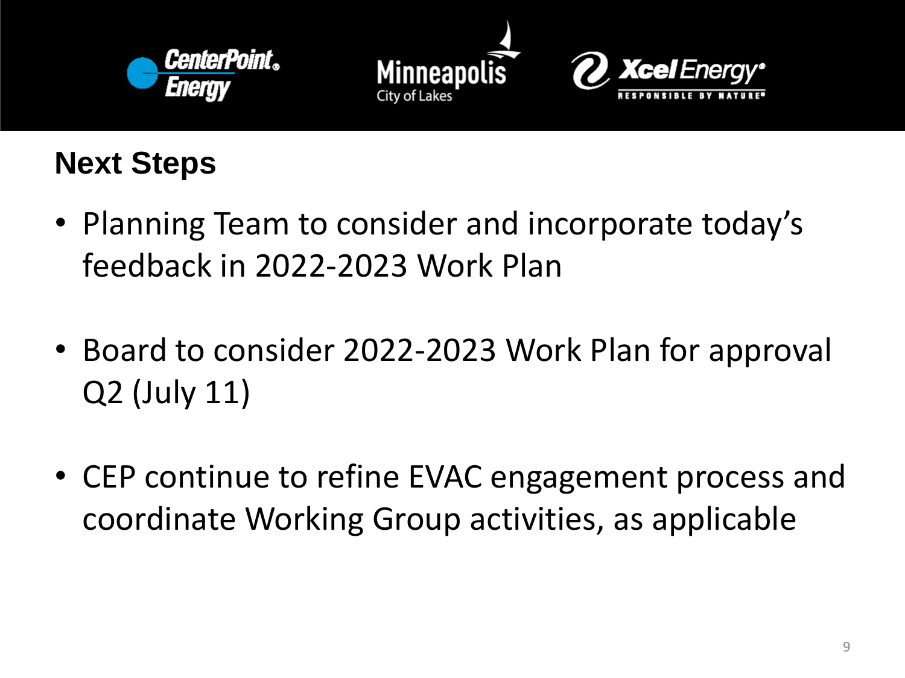## Next Steps

- Planning Team to consider and incorporate today's feedback in 2022-2023 Work Plan
- Board to consider 2022-2023 Work Plan for approval Q2 (July 11)
- CEP continue to refine EVAC engagement process and coordinate Working Group activities, as applicable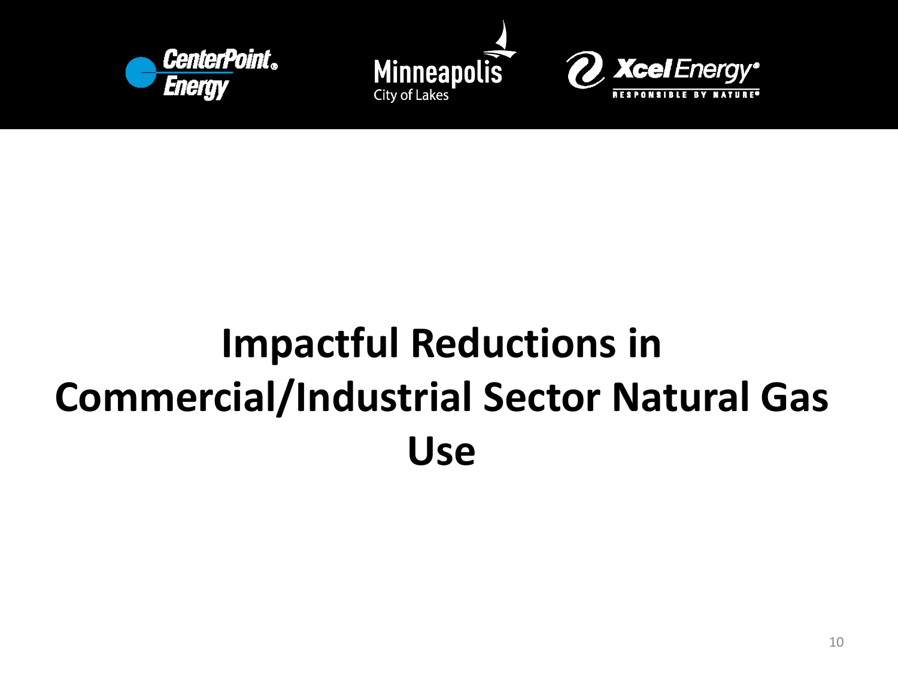# Impactful Reductions in Commercial/Industrial Sector Natural Gas Use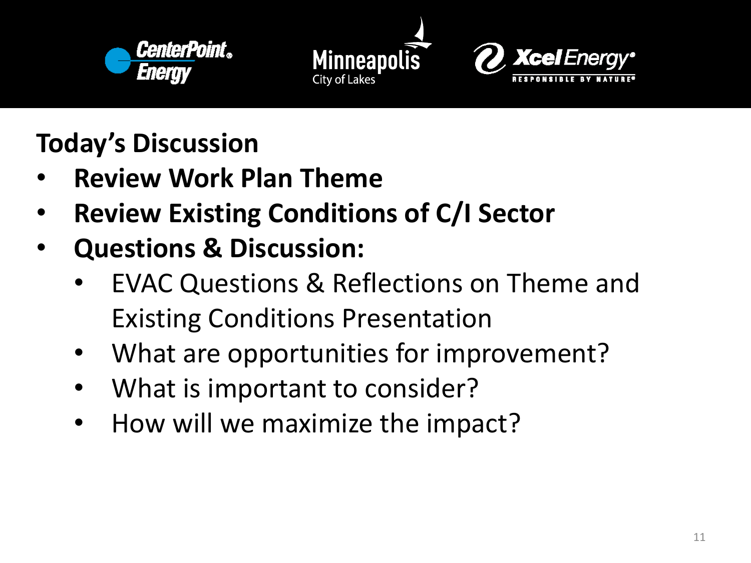## Today's Discussion

- **Review Work Plan Theme**
- **Review Existing Conditions of C/I Sector**
- **Questions & Discussion:**
  - EVAC Questions & Reflections on Theme and Existing Conditions Presentation
  - What are opportunities for improvement?
  - What is important to consider?
  - How will we maximize the impact?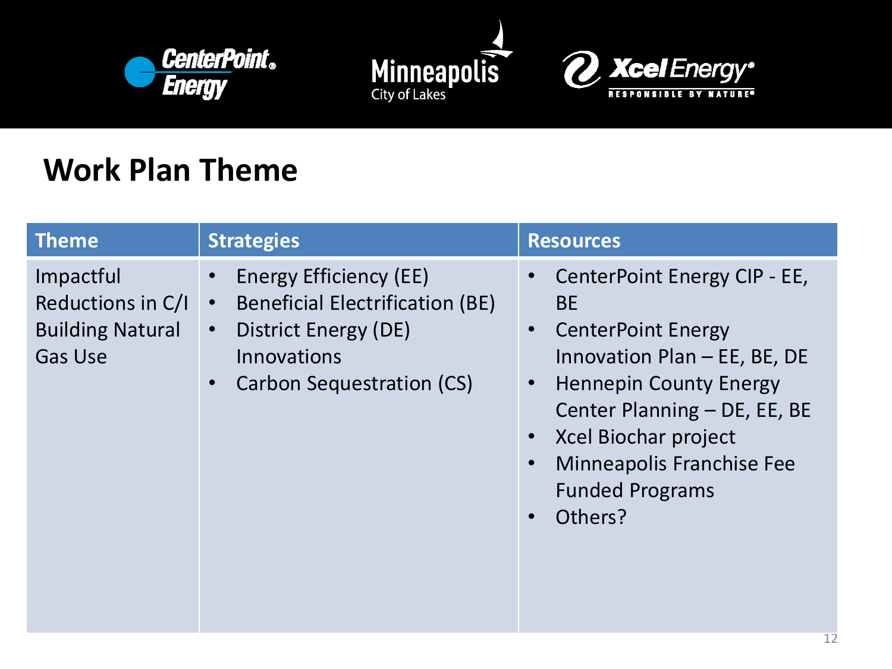## Work Plan Theme

| Theme | Strategies | Resources |
| --- | --- | --- |
| Impactful Reductions in C/I Building Natural Gas Use | • Energy Efficiency (EE)<br>• Beneficial Electrification (BE)<br>• District Energy (DE) Innovations<br>• Carbon Sequestration (CS) | • CenterPoint Energy CIP - EE, BE<br>• CenterPoint Energy Innovation Plan – EE, BE, DE<br>• Hennepin County Energy Center Planning – DE, EE, BE<br>• Xcel Biochar project<br>• Minneapolis Franchise Fee Funded Programs<br>• Others? |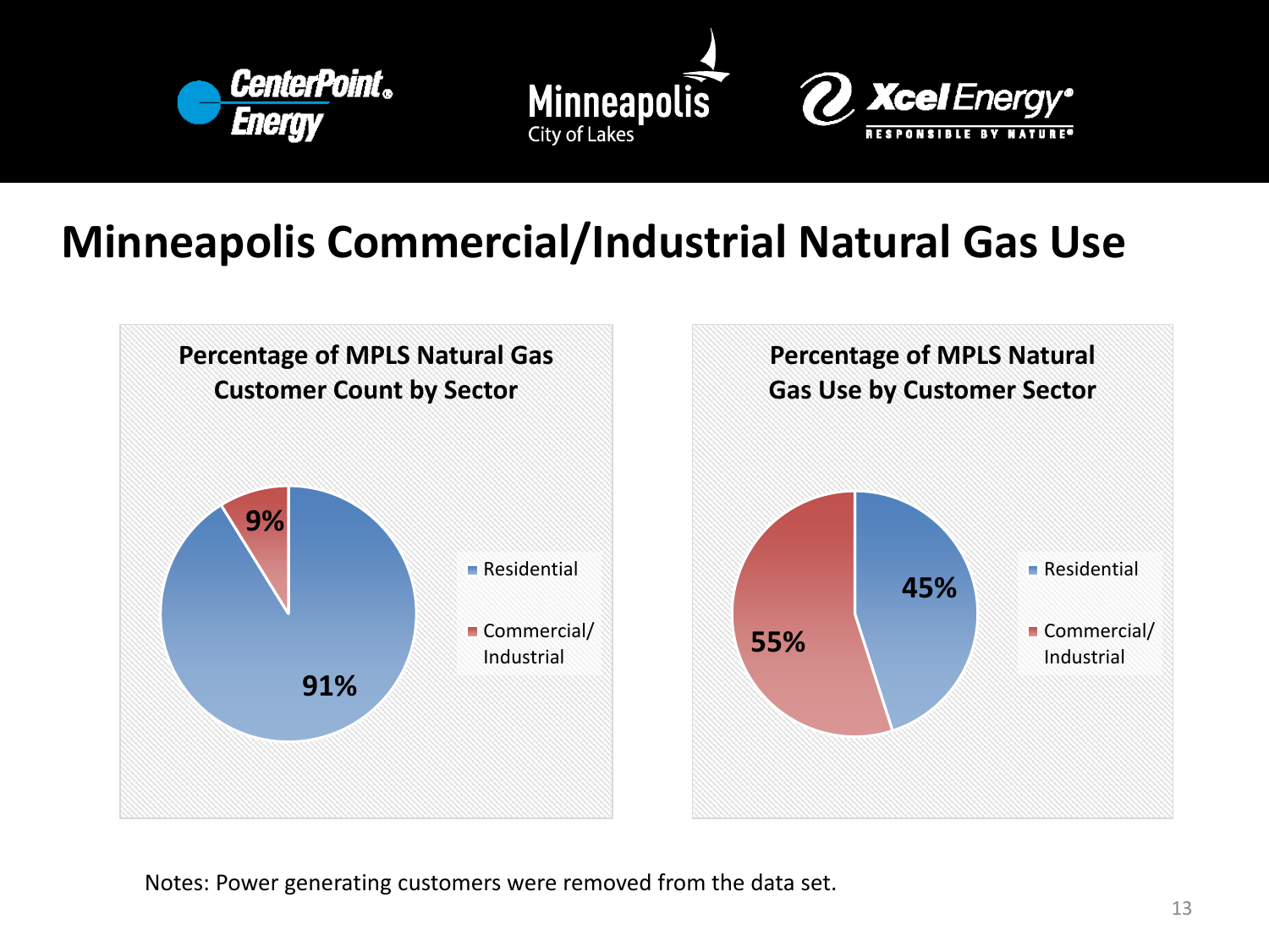# Minneapolis Commercial/Industrial Natural Gas Use

**Percentage of MPLS Natural Gas Customer Count by Sector**

| Sector | Percentage |
| --- | --- |
| Residential | 91% |
| Commercial/ Industrial | 9% |

**Percentage of MPLS Natural Gas Use by Customer Sector**

| Sector | Percentage |
| --- | --- |
| Residential | 45% |
| Commercial/ Industrial | 55% |

Notes: Power generating customers were removed from the data set.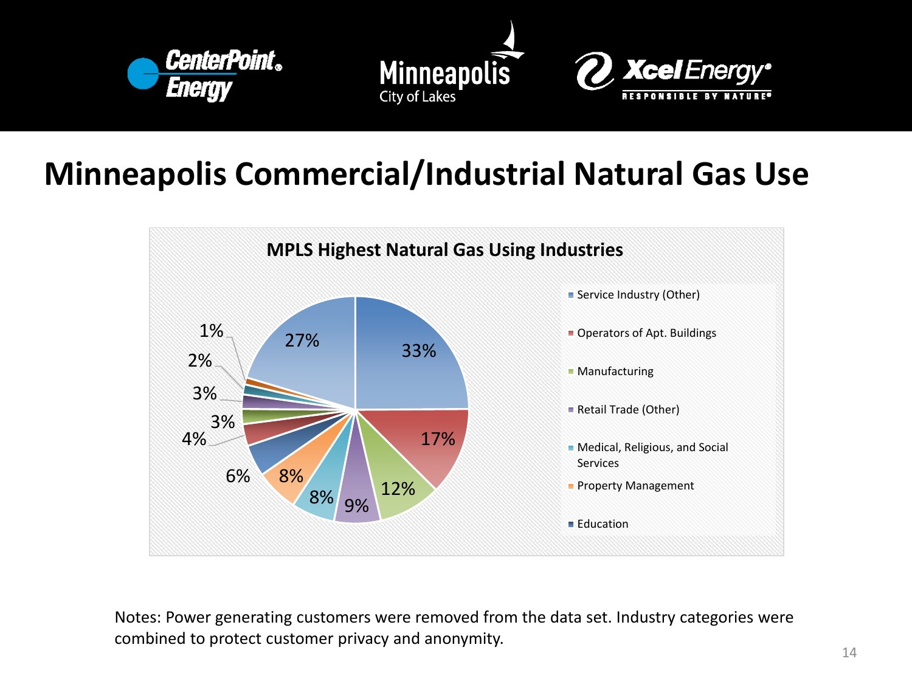# Minneapolis Commercial/Industrial Natural Gas Use

**MPLS Highest Natural Gas Using Industries**

- Service Industry (Other)
- Operators of Apt. Buildings
- Manufacturing
- Retail Trade (Other)
- Medical, Religious, and Social Services
- Property Management
- Education

33%, 17%, 12%, 9%, 8%, 8%, 6%, 4%, 3%, 3%, 2%, 1%, 27%

Notes: Power generating customers were removed from the data set. Industry categories were combined to protect customer privacy and anonymity.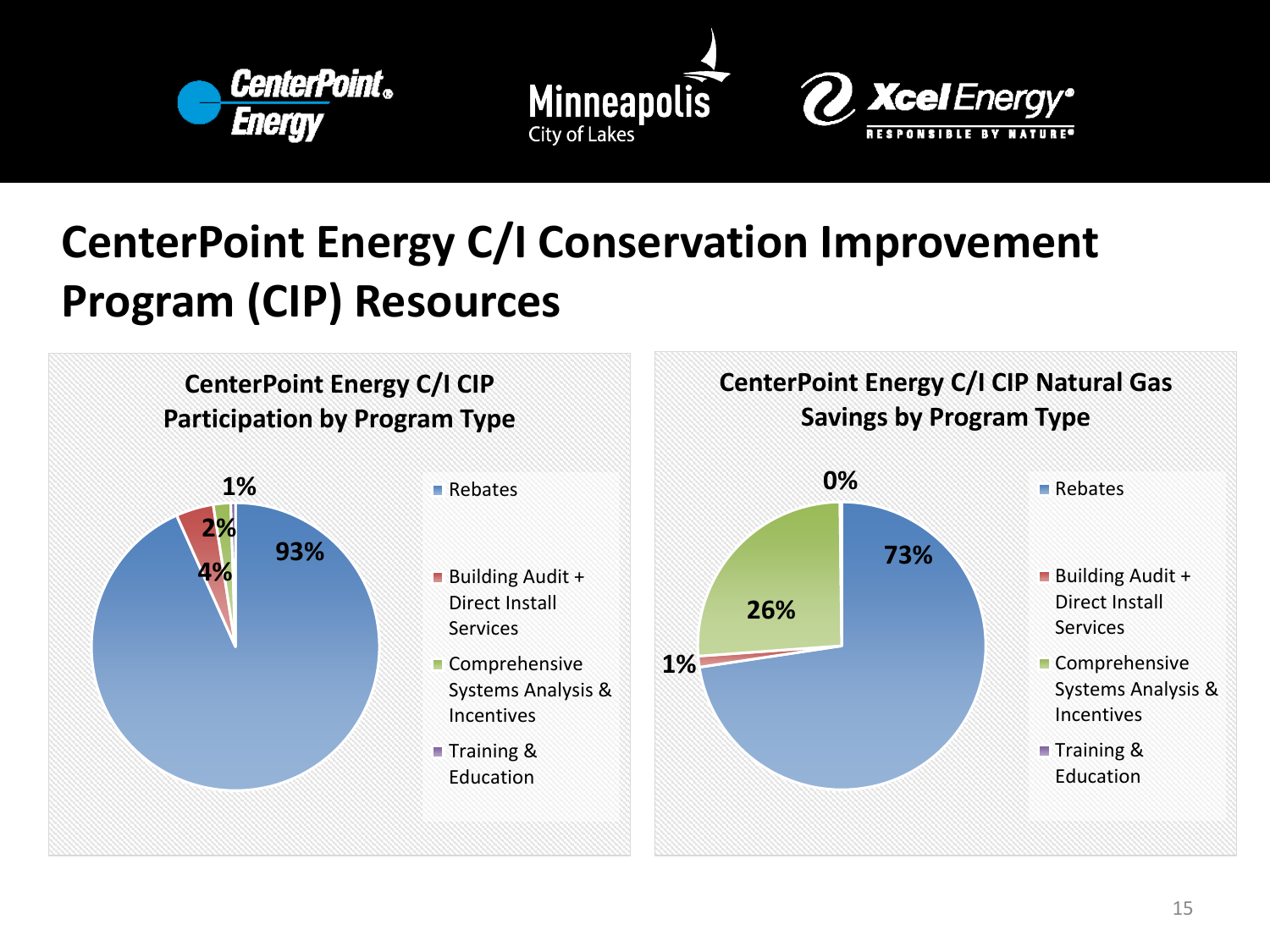# CenterPoint Energy C/I Conservation Improvement Program (CIP) Resources

### CenterPoint Energy C/I CIP Participation by Program Type

| Program Type | Share |
|---|---|
| Rebates | 93% |
| Building Audit + Direct Install Services | 4% |
| Comprehensive Systems Analysis & Incentives | 2% |
| Training & Education | 1% |

### CenterPoint Energy C/I CIP Natural Gas Savings by Program Type

| Program Type | Share |
|---|---|
| Rebates | 73% |
| Building Audit + Direct Install Services | 1% |
| Comprehensive Systems Analysis & Incentives | 26% |
| Training & Education | 0% |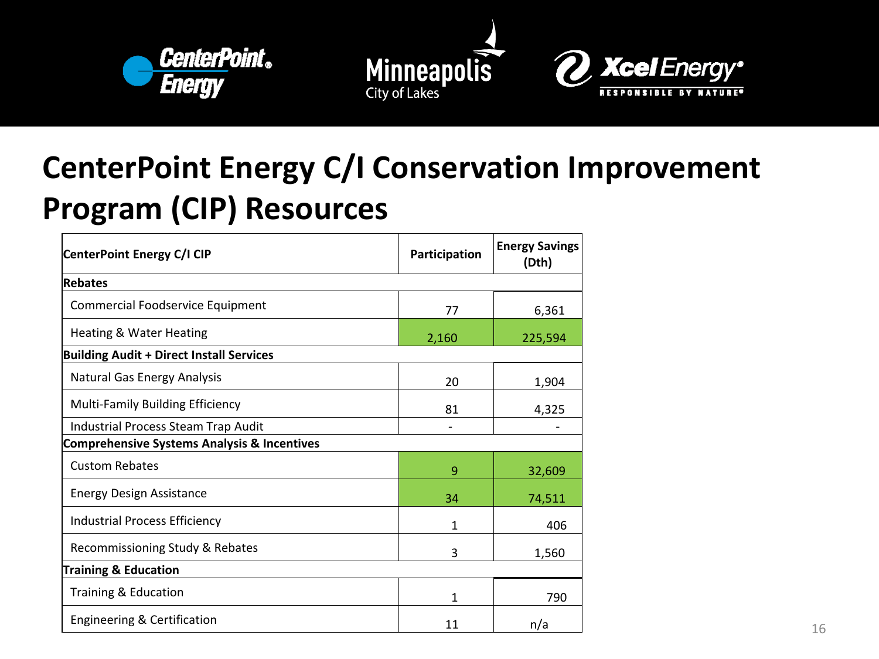# CenterPoint Energy C/I Conservation Improvement Program (CIP) Resources

| CenterPoint Energy C/I CIP | Participation | Energy Savings (Dth) |
|---|---|---|
| **Rebates** | | |
| Commercial Foodservice Equipment | 77 | 6,361 |
| Heating & Water Heating | 2,160 | 225,594 |
| **Building Audit + Direct Install Services** | | |
| Natural Gas Energy Analysis | 20 | 1,904 |
| Multi-Family Building Efficiency | 81 | 4,325 |
| Industrial Process Steam Trap Audit | - | - |
| **Comprehensive Systems Analysis & Incentives** | | |
| Custom Rebates | 9 | 32,609 |
| Energy Design Assistance | 34 | 74,511 |
| Industrial Process Efficiency | 1 | 406 |
| Recommissioning Study & Rebates | 3 | 1,560 |
| **Training & Education** | | |
| Training & Education | 1 | 790 |
| Engineering & Certification | 11 | n/a |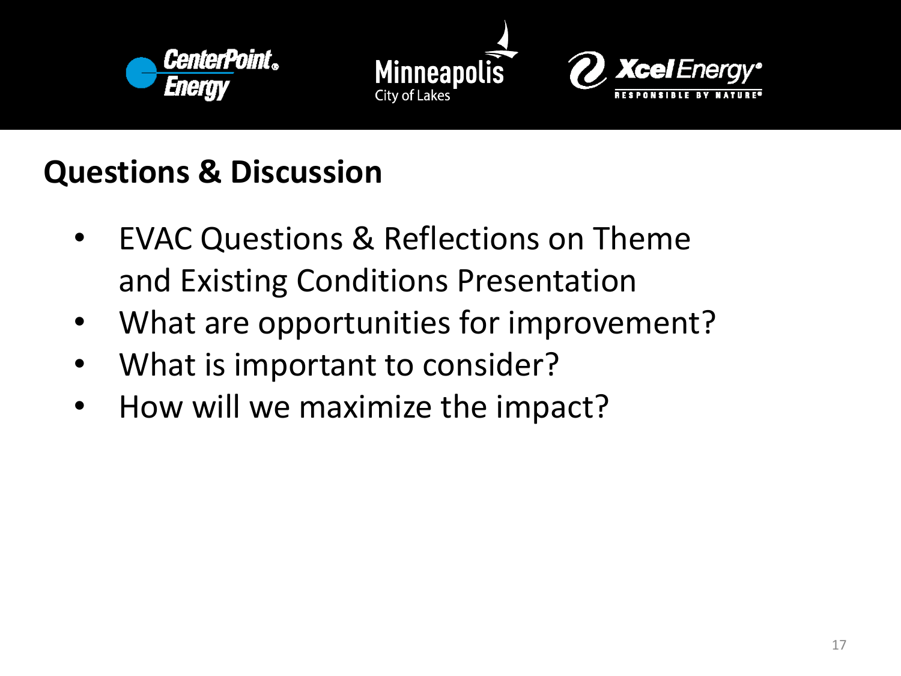## Questions & Discussion

- EVAC Questions & Reflections on Theme and Existing Conditions Presentation
- What are opportunities for improvement?
- What is important to consider?
- How will we maximize the impact?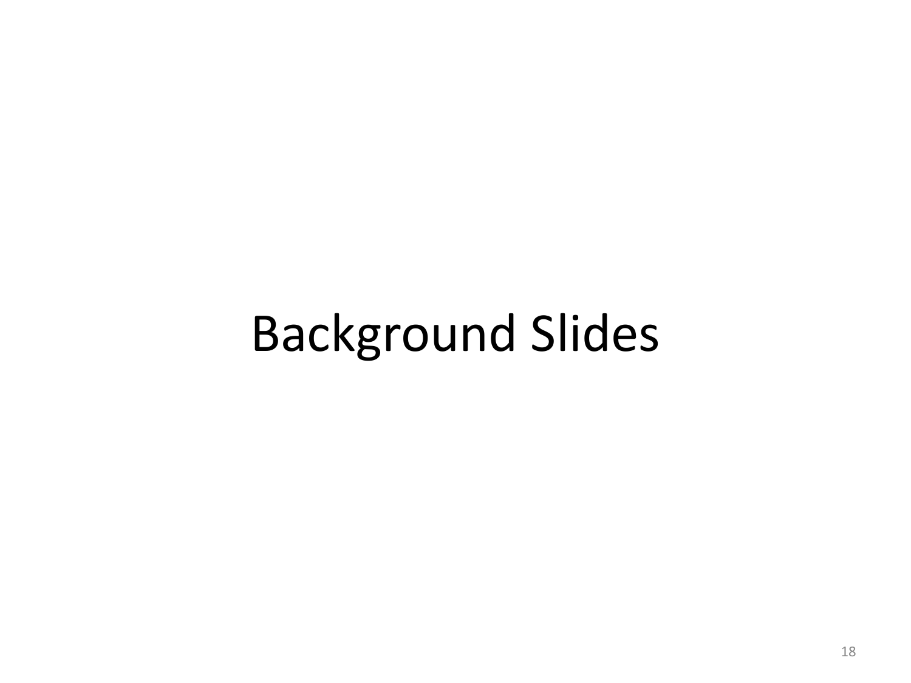# Background Slides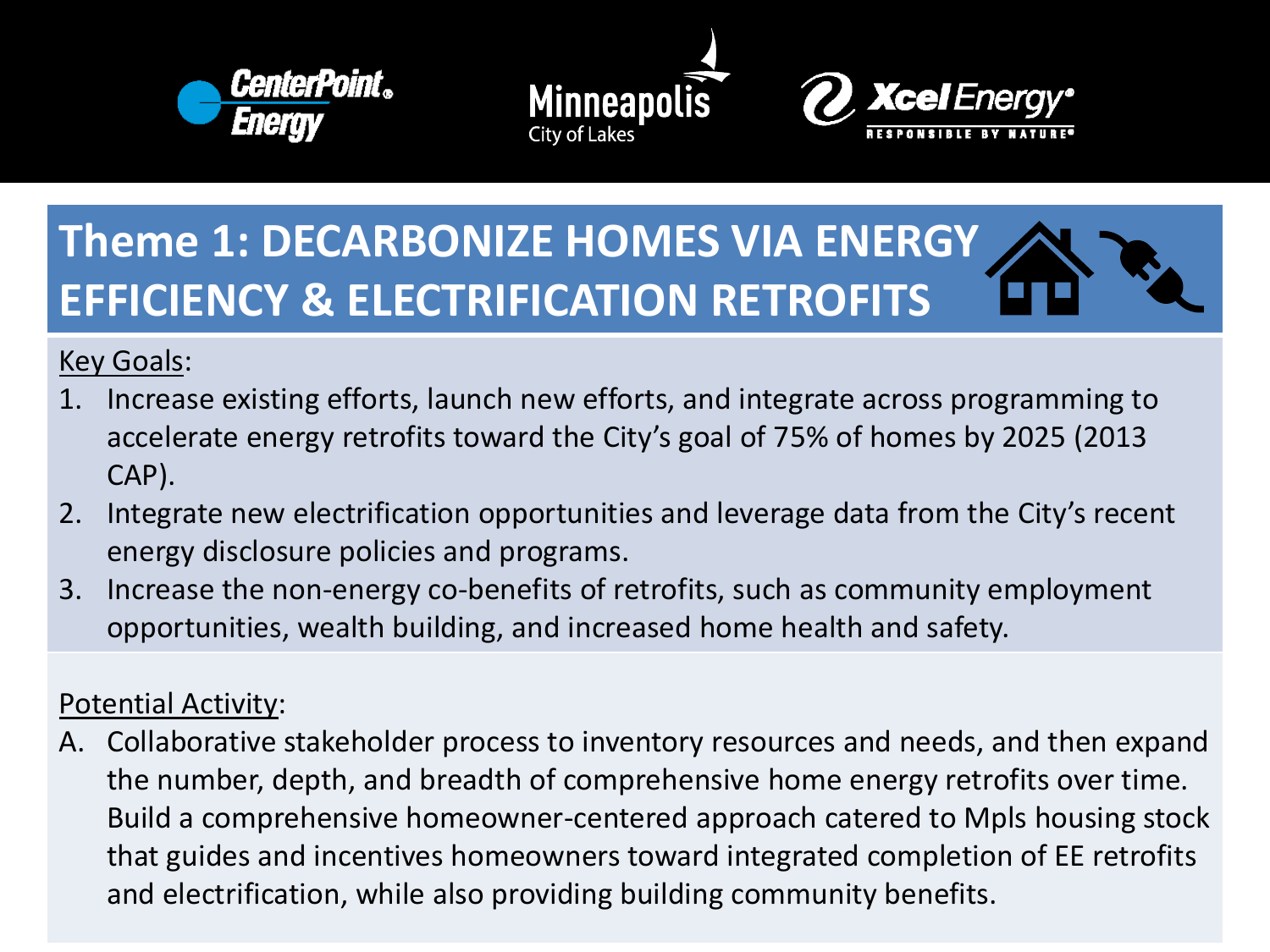# Theme 1: DECARBONIZE HOMES VIA ENERGY EFFICIENCY & ELECTRIFICATION RETROFITS

Key Goals:

1. Increase existing efforts, launch new efforts, and integrate across programming to accelerate energy retrofits toward the City's goal of 75% of homes by 2025 (2013 CAP).
2. Integrate new electrification opportunities and leverage data from the City's recent energy disclosure policies and programs.
3. Increase the non-energy co-benefits of retrofits, such as community employment opportunities, wealth building, and increased home health and safety.

Potential Activity:

A. Collaborative stakeholder process to inventory resources and needs, and then expand the number, depth, and breadth of comprehensive home energy retrofits over time. Build a comprehensive homeowner-centered approach catered to Mpls housing stock that guides and incentives homeowners toward integrated completion of EE retrofits and electrification, while also providing building community benefits.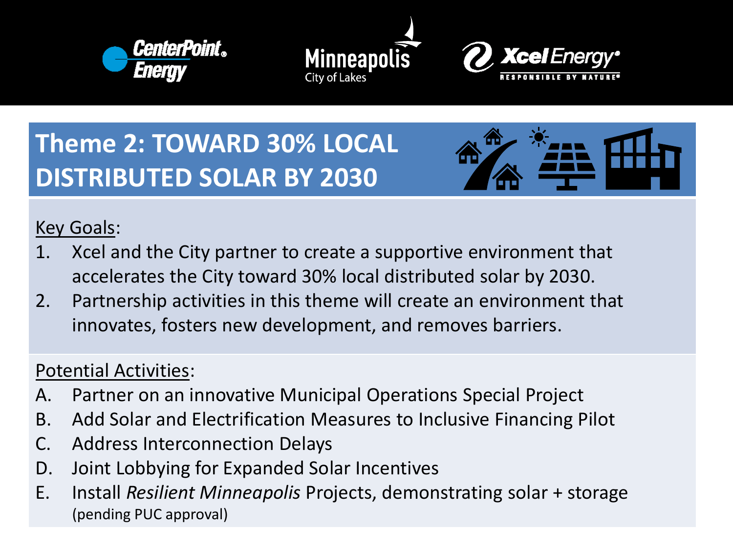# Theme 2: TOWARD 30% LOCAL DISTRIBUTED SOLAR BY 2030

Key Goals:

1. Xcel and the City partner to create a supportive environment that accelerates the City toward 30% local distributed solar by 2030.
2. Partnership activities in this theme will create an environment that innovates, fosters new development, and removes barriers.

Potential Activities:

A. Partner on an innovative Municipal Operations Special Project
B. Add Solar and Electrification Measures to Inclusive Financing Pilot
C. Address Interconnection Delays
D. Joint Lobbying for Expanded Solar Incentives
E. Install *Resilient Minneapolis* Projects, demonstrating solar + storage (pending PUC approval)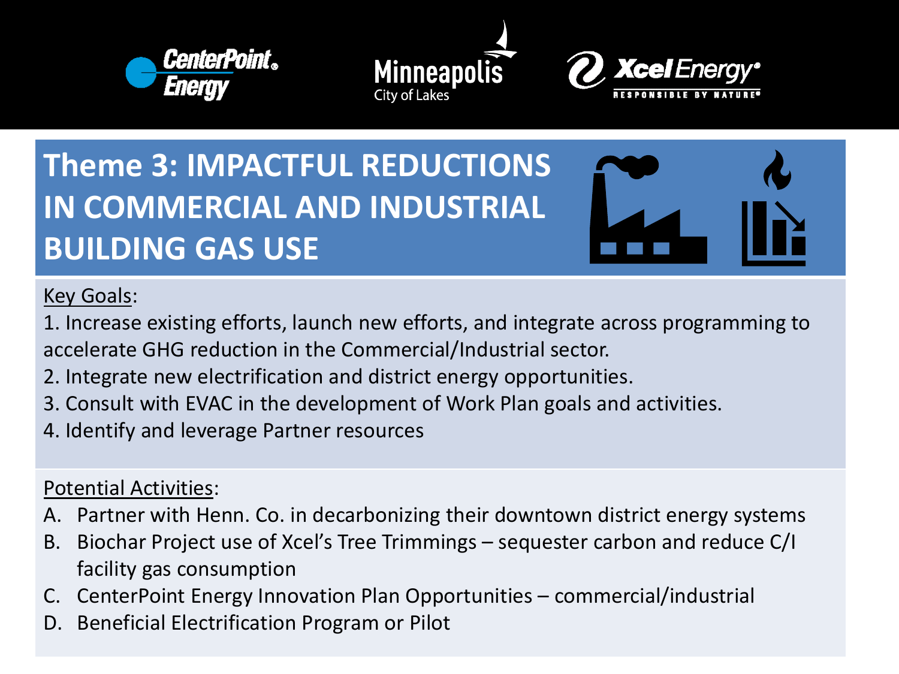# Theme 3: IMPACTFUL REDUCTIONS IN COMMERCIAL AND INDUSTRIAL BUILDING GAS USE

Key Goals:

1. Increase existing efforts, launch new efforts, and integrate across programming to accelerate GHG reduction in the Commercial/Industrial sector.
2. Integrate new electrification and district energy opportunities.
3. Consult with EVAC in the development of Work Plan goals and activities.
4. Identify and leverage Partner resources

Potential Activities:

A. Partner with Henn. Co. in decarbonizing their downtown district energy systems
B. Biochar Project use of Xcel's Tree Trimmings – sequester carbon and reduce C/I facility gas consumption
C. CenterPoint Energy Innovation Plan Opportunities – commercial/industrial
D. Beneficial Electrification Program or Pilot